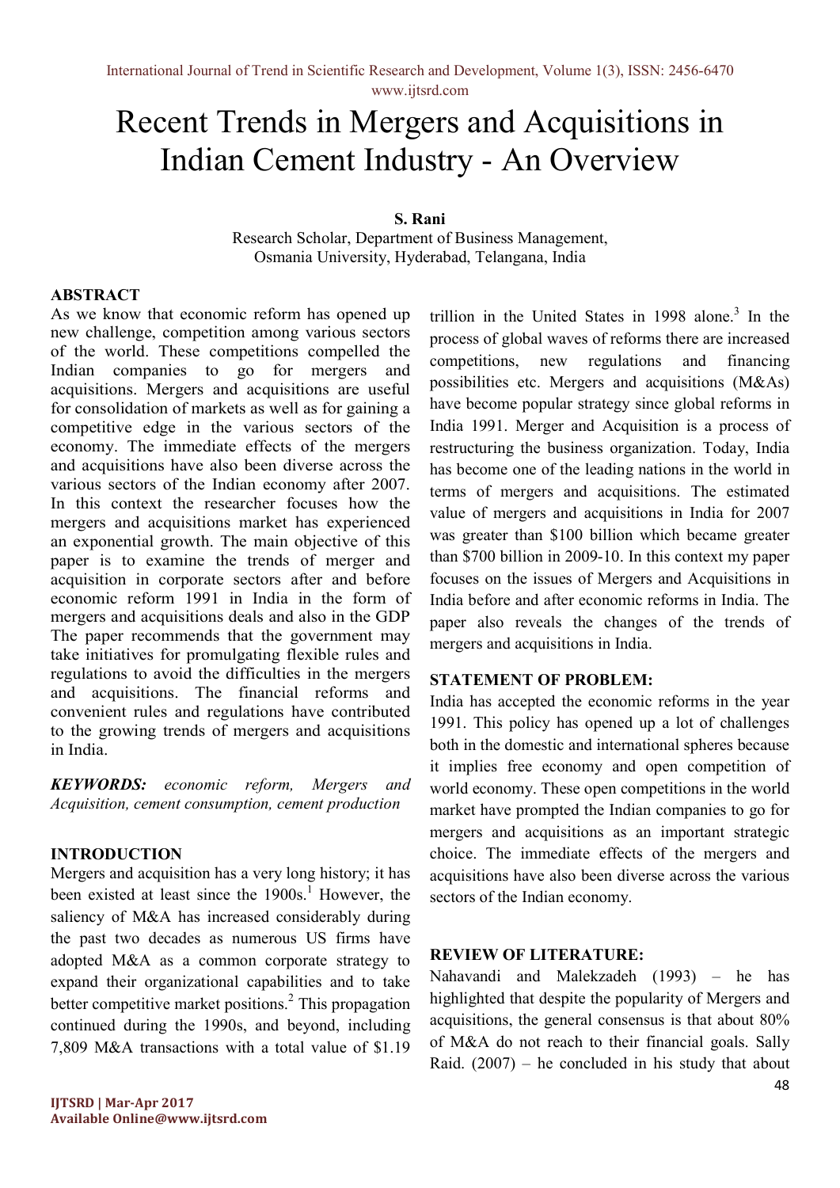# Recent Trends in Mergers and Acquisitions in Indian Cement Industry - An Overview

**S. Rani**

Research Scholar, Department of Business Management,
Osmania University, Hyderabad, Telangana, India

## ABSTRACT

As we know that economic reform has opened up new challenge, competition among various sectors of the world. These competitions compelled the Indian companies to go for mergers and acquisitions. Mergers and acquisitions are useful for consolidation of markets as well as for gaining a competitive edge in the various sectors of the economy. The immediate effects of the mergers and acquisitions have also been diverse across the various sectors of the Indian economy after 2007. In this context the researcher focuses how the mergers and acquisitions market has experienced an exponential growth. The main objective of this paper is to examine the trends of merger and acquisition in corporate sectors after and before economic reform 1991 in India in the form of mergers and acquisitions deals and also in the GDP The paper recommends that the government may take initiatives for promulgating flexible rules and regulations to avoid the difficulties in the mergers and acquisitions. The financial reforms and convenient rules and regulations have contributed to the growing trends of mergers and acquisitions in India.

***KEYWORDS:*** *economic reform, Mergers and Acquisition, cement consumption, cement production*

## INTRODUCTION

Mergers and acquisition has a very long history; it has been existed at least since the 1900s.[1] However, the saliency of M&A has increased considerably during the past two decades as numerous US firms have adopted M&A as a common corporate strategy to expand their organizational capabilities and to take better competitive market positions.[2] This propagation continued during the 1990s, and beyond, including 7,809 M&A transactions with a total value of $1.19 trillion in the United States in 1998 alone.[3] In the process of global waves of reforms there are increased competitions, new regulations and financing possibilities etc. Mergers and acquisitions (M&As) have become popular strategy since global reforms in India 1991. Merger and Acquisition is a process of restructuring the business organization. Today, India has become one of the leading nations in the world in terms of mergers and acquisitions. The estimated value of mergers and acquisitions in India for 2007 was greater than $100 billion which became greater than $700 billion in 2009-10. In this context my paper focuses on the issues of Mergers and Acquisitions in India before and after economic reforms in India. The paper also reveals the changes of the trends of mergers and acquisitions in India.

## STATEMENT OF PROBLEM:

India has accepted the economic reforms in the year 1991. This policy has opened up a lot of challenges both in the domestic and international spheres because it implies free economy and open competition of world economy. These open competitions in the world market have prompted the Indian companies to go for mergers and acquisitions as an important strategic choice. The immediate effects of the mergers and acquisitions have also been diverse across the various sectors of the Indian economy.

## REVIEW OF LITERATURE:

Nahavandi and Malekzadeh (1993) – he has highlighted that despite the popularity of Mergers and acquisitions, the general consensus is that about 80% of M&A do not reach to their financial goals. Sally Raid. (2007) – he concluded in his study that about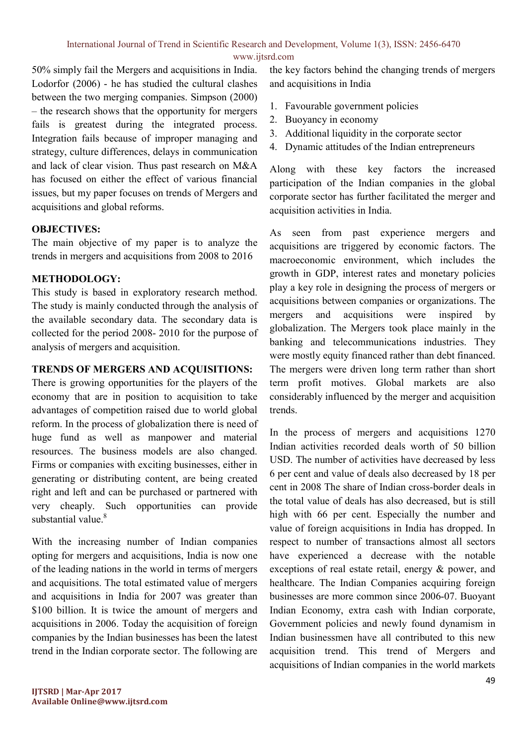50% simply fail the Mergers and acquisitions in India. Lodorfor (2006) - he has studied the cultural clashes between the two merging companies. Simpson (2000) – the research shows that the opportunity for mergers fails is greatest during the integrated process. Integration fails because of improper managing and strategy, culture differences, delays in communication and lack of clear vision. Thus past research on M&A has focused on either the effect of various financial issues, but my paper focuses on trends of Mergers and acquisitions and global reforms.

**OBJECTIVES:**

The main objective of my paper is to analyze the trends in mergers and acquisitions from 2008 to 2016

**METHODOLOGY:**

This study is based in exploratory research method. The study is mainly conducted through the analysis of the available secondary data. The secondary data is collected for the period 2008- 2010 for the purpose of analysis of mergers and acquisition.

**TRENDS OF MERGERS AND ACQUISITIONS:**

There is growing opportunities for the players of the economy that are in position to acquisition to take advantages of competition raised due to world global reform. In the process of globalization there is need of huge fund as well as manpower and material resources. The business models are also changed. Firms or companies with exciting businesses, either in generating or distributing content, are being created right and left and can be purchased or partnered with very cheaply. Such opportunities can provide substantial value.[8]

With the increasing number of Indian companies opting for mergers and acquisitions, India is now one of the leading nations in the world in terms of mergers and acquisitions. The total estimated value of mergers and acquisitions in India for 2007 was greater than $100 billion. It is twice the amount of mergers and acquisitions in 2006. Today the acquisition of foreign companies by the Indian businesses has been the latest trend in the Indian corporate sector. The following are the key factors behind the changing trends of mergers and acquisitions in India

1. Favourable government policies
2. Buoyancy in economy
3. Additional liquidity in the corporate sector
4. Dynamic attitudes of the Indian entrepreneurs

Along with these key factors the increased participation of the Indian companies in the global corporate sector has further facilitated the merger and acquisition activities in India.

As seen from past experience mergers and acquisitions are triggered by economic factors. The macroeconomic environment, which includes the growth in GDP, interest rates and monetary policies play a key role in designing the process of mergers or acquisitions between companies or organizations. The mergers and acquisitions were inspired by globalization. The Mergers took place mainly in the banking and telecommunications industries. They were mostly equity financed rather than debt financed. The mergers were driven long term rather than short term profit motives. Global markets are also considerably influenced by the merger and acquisition trends.

In the process of mergers and acquisitions 1270 Indian activities recorded deals worth of 50 billion USD. The number of activities have decreased by less 6 per cent and value of deals also decreased by 18 per cent in 2008 The share of Indian cross-border deals in the total value of deals has also decreased, but is still high with 66 per cent. Especially the number and value of foreign acquisitions in India has dropped. In respect to number of transactions almost all sectors have experienced a decrease with the notable exceptions of real estate retail, energy & power, and healthcare. The Indian Companies acquiring foreign businesses are more common since 2006-07. Buoyant Indian Economy, extra cash with Indian corporate, Government policies and newly found dynamism in Indian businessmen have all contributed to this new acquisition trend. This trend of Mergers and acquisitions of Indian companies in the world markets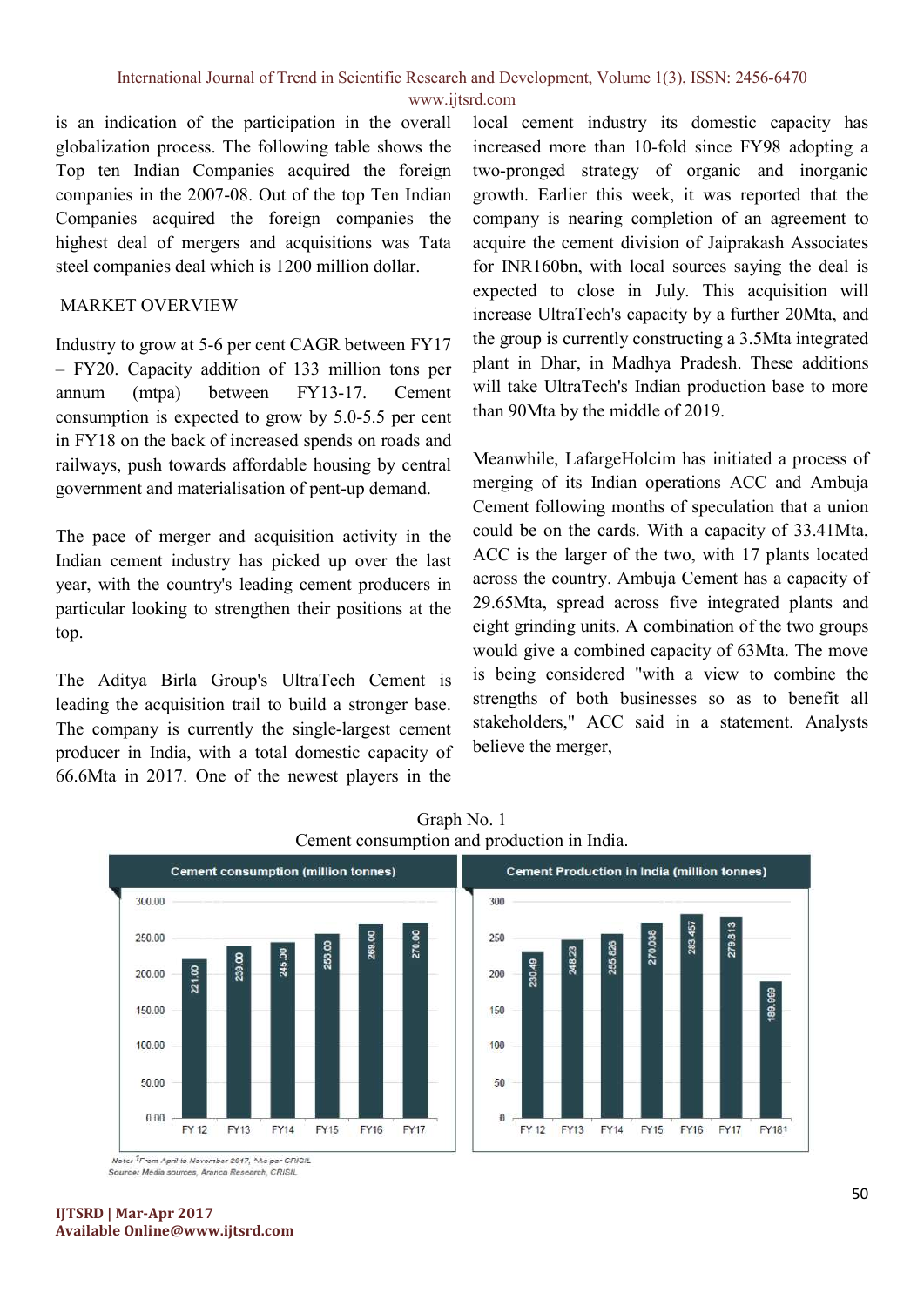is an indication of the participation in the overall globalization process. The following table shows the Top ten Indian Companies acquired the foreign companies in the 2007-08. Out of the top Ten Indian Companies acquired the foreign companies the highest deal of mergers and acquisitions was Tata steel companies deal which is 1200 million dollar.

## MARKET OVERVIEW

Industry to grow at 5-6 per cent CAGR between FY17 – FY20. Capacity addition of 133 million tons per annum (mtpa) between FY13-17. Cement consumption is expected to grow by 5.0-5.5 per cent in FY18 on the back of increased spends on roads and railways, push towards affordable housing by central government and materialisation of pent-up demand.

The pace of merger and acquisition activity in the Indian cement industry has picked up over the last year, with the country's leading cement producers in particular looking to strengthen their positions at the top.

The Aditya Birla Group's UltraTech Cement is leading the acquisition trail to build a stronger base. The company is currently the single-largest cement producer in India, with a total domestic capacity of 66.6Mta in 2017. One of the newest players in the local cement industry its domestic capacity has increased more than 10-fold since FY98 adopting a two-pronged strategy of organic and inorganic growth. Earlier this week, it was reported that the company is nearing completion of an agreement to acquire the cement division of Jaiprakash Associates for INR160bn, with local sources saying the deal is expected to close in July. This acquisition will increase UltraTech's capacity by a further 20Mta, and the group is currently constructing a 3.5Mta integrated plant in Dhar, in Madhya Pradesh. These additions will take UltraTech's Indian production base to more than 90Mta by the middle of 2019.

Meanwhile, LafargeHolcim has initiated a process of merging of its Indian operations ACC and Ambuja Cement following months of speculation that a union could be on the cards. With a capacity of 33.41Mta, ACC is the larger of the two, with 17 plants located across the country. Ambuja Cement has a capacity of 29.65Mta, spread across five integrated plants and eight grinding units. A combination of the two groups would give a combined capacity of 63Mta. The move is being considered "with a view to combine the strengths of both businesses so as to benefit all stakeholders," ACC said in a statement. Analysts believe the merger,

Graph No. 1
Cement consumption and production in India.

**Cement consumption (million tonnes)**

| Year | FY 12 | FY13 | FY14 | FY15 | FY16 | FY17 |
|---|---|---|---|---|---|---|
| Consumption | 221.00 | 239.00 | 245.00 | 256.00 | 269.00 | 270.00 |

**Cement Production in India (million tonnes)**

| Year | FY 12 | FY13 | FY14 | FY15 | FY16 | FY17 | FY18[1] |
|---|---|---|---|---|---|---|---|
| Production | 230.49 | 248.23 | 255.826 | 270.038 | 283.457 | 279.813 | 189.959 |

*Note: [1]From April to November 2017, \*As per CRISIL*
*Source: Media sources, Aranca Research, CRISIL*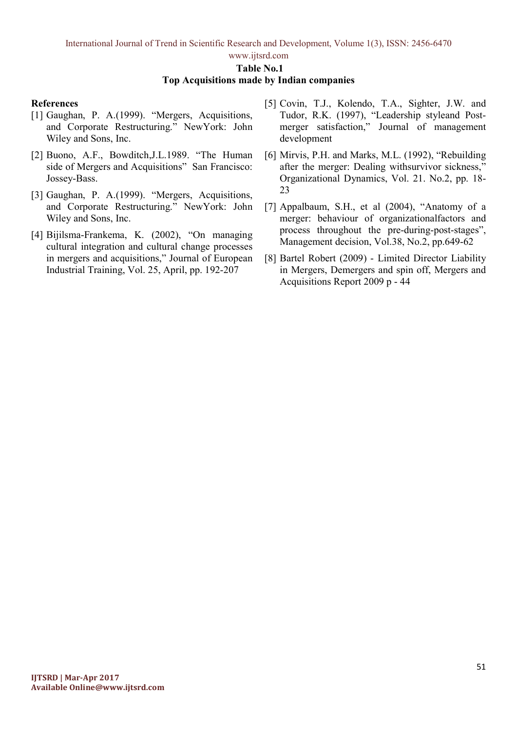**Table No.1**
**Top Acquisitions made by Indian companies**

**References**

[1] Gaughan, P. A.(1999). "Mergers, Acquisitions, and Corporate Restructuring." NewYork: John Wiley and Sons, Inc.

[2] Buono, A.F., Bowditch,J.L.1989. "The Human side of Mergers and Acquisitions" San Francisco: Jossey-Bass.

[3] Gaughan, P. A.(1999). "Mergers, Acquisitions, and Corporate Restructuring." NewYork: John Wiley and Sons, Inc.

[4] Bijilsma-Frankema, K. (2002), "On managing cultural integration and cultural change processes in mergers and acquisitions," Journal of European Industrial Training, Vol. 25, April, pp. 192-207

[5] Covin, T.J., Kolendo, T.A., Sighter, J.W. and Tudor, R.K. (1997), "Leadership styleand Post-merger satisfaction," Journal of management development

[6] Mirvis, P.H. and Marks, M.L. (1992), "Rebuilding after the merger: Dealing withsurvivor sickness," Organizational Dynamics, Vol. 21. No.2, pp. 18-23

[7] Appalbaum, S.H., et al (2004), "Anatomy of a merger: behaviour of organizationalfactors and process throughout the pre-during-post-stages", Management decision, Vol.38, No.2, pp.649-62

[8] Bartel Robert (2009) - Limited Director Liability in Mergers, Demergers and spin off, Mergers and Acquisitions Report 2009 p - 44